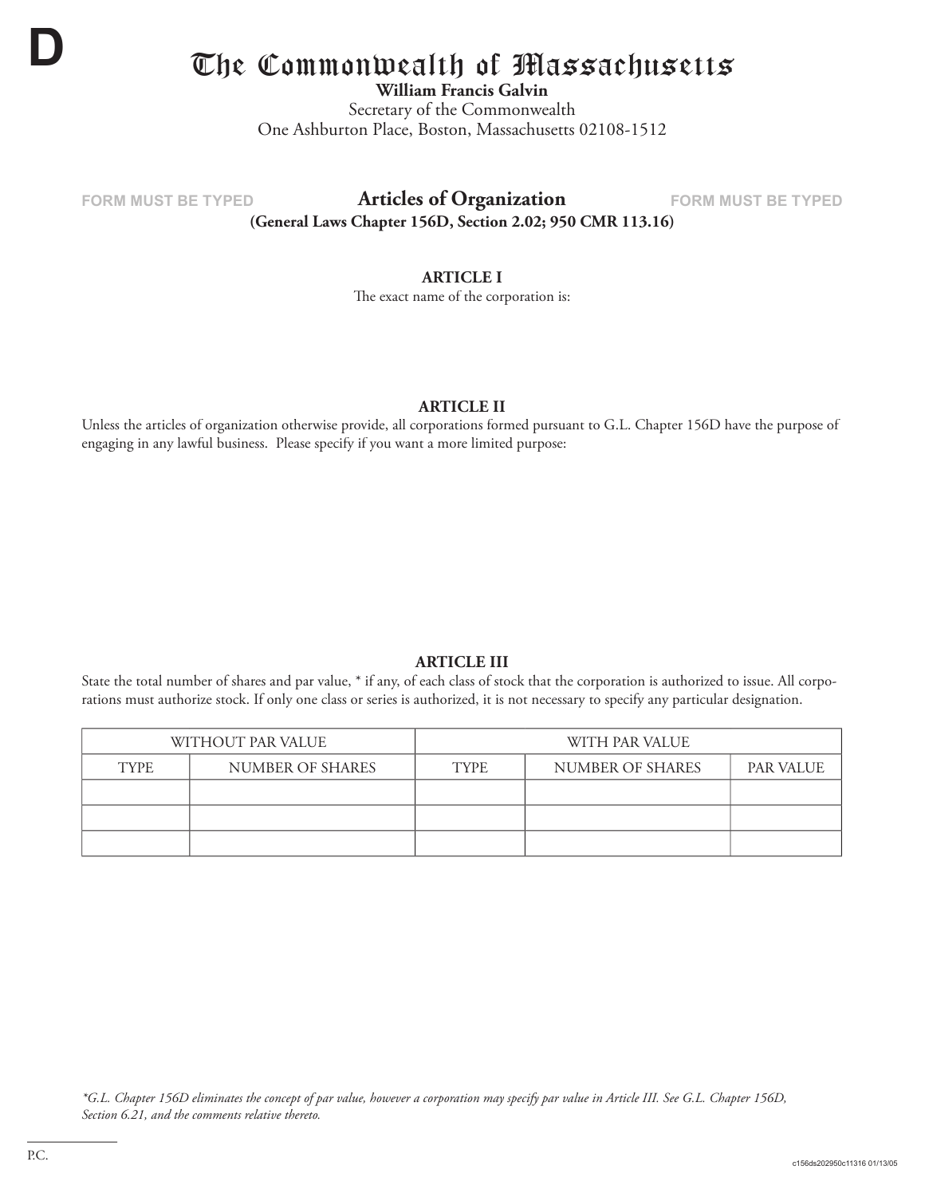D

# The Commonwealth of Massachusetts

**William Francis Galvin**
Secretary of the Commonwealth
One Ashburton Place, Boston, Massachusetts 02108-1512

FORM MUST BE TYPED **Articles of Organization** FORM MUST BE TYPED

**(General Laws Chapter 156D, Section 2.02; 950 CMR 113.16)**

### ARTICLE I

The exact name of the corporation is:

### ARTICLE II

Unless the articles of organization otherwise provide, all corporations formed pursuant to G.L. Chapter 156D have the purpose of engaging in any lawful business. Please specify if you want a more limited purpose:

### ARTICLE III

State the total number of shares and par value, * if any, of each class of stock that the corporation is authorized to issue. All corporations must authorize stock. If only one class or series is authorized, it is not necessary to specify any particular designation.

| WITHOUT PAR VALUE | | WITH PAR VALUE | | |
|---|---|---|---|---|
| TYPE | NUMBER OF SHARES | TYPE | NUMBER OF SHARES | PAR VALUE |
| | | | | |
| | | | | |
| | | | | |

*\*G.L. Chapter 156D eliminates the concept of par value, however a corporation may specify par value in Article III. See G.L. Chapter 156D, Section 6.21, and the comments relative thereto.*

P.C.

c156ds202950c11316 01/13/05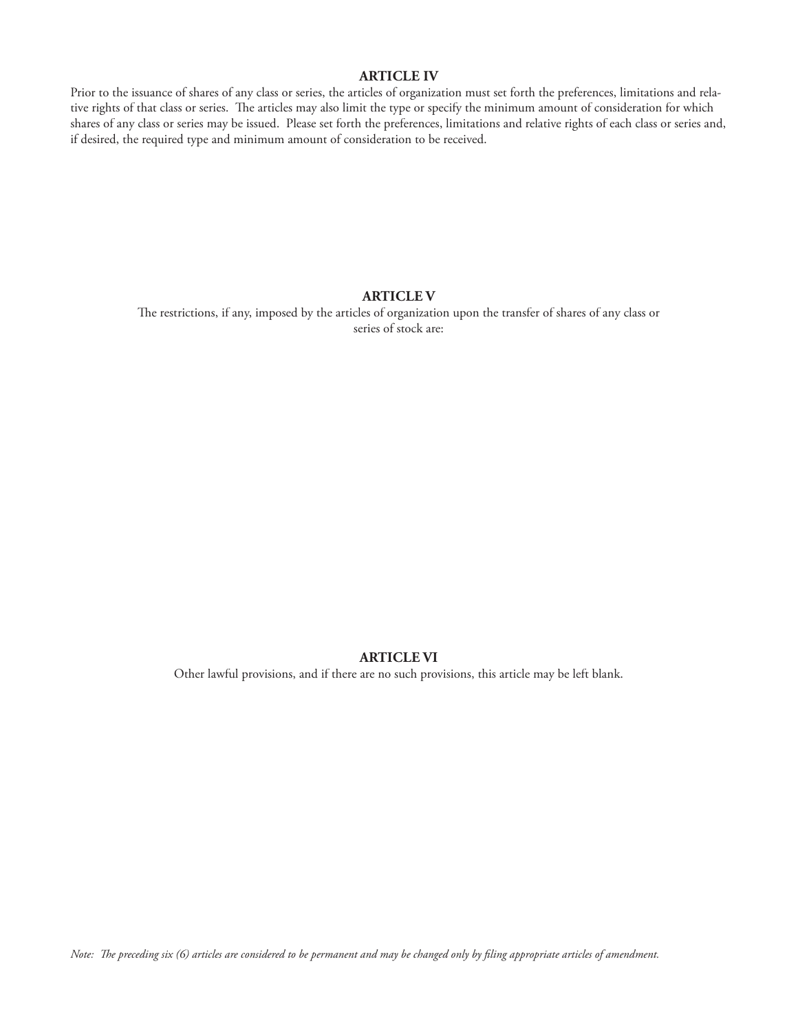## ARTICLE IV

Prior to the issuance of shares of any class or series, the articles of organization must set forth the preferences, limitations and relative rights of that class or series. The articles may also limit the type or specify the minimum amount of consideration for which shares of any class or series may be issued. Please set forth the preferences, limitations and relative rights of each class or series and, if desired, the required type and minimum amount of consideration to be received.

## ARTICLE V

The restrictions, if any, imposed by the articles of organization upon the transfer of shares of any class or series of stock are:

## ARTICLE VI

Other lawful provisions, and if there are no such provisions, this article may be left blank.

*Note: The preceding six (6) articles are considered to be permanent and may be changed only by filing appropriate articles of amendment.*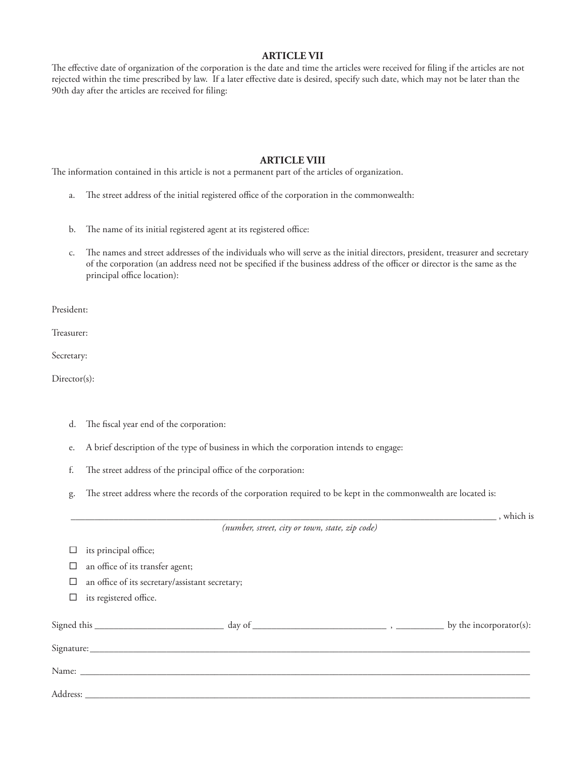## ARTICLE VII

The effective date of organization of the corporation is the date and time the articles were received for filing if the articles are not rejected within the time prescribed by law. If a later effective date is desired, specify such date, which may not be later than the 90th day after the articles are received for filing:

## ARTICLE VIII

The information contained in this article is not a permanent part of the articles of organization.

a. The street address of the initial registered office of the corporation in the commonwealth:

b. The name of its initial registered agent at its registered office:

c. The names and street addresses of the individuals who will serve as the initial directors, president, treasurer and secretary of the corporation (an address need not be specified if the business address of the officer or director is the same as the principal office location):

President:

Treasurer:

Secretary:

Director(s):

d. The fiscal year end of the corporation:

e. A brief description of the type of business in which the corporation intends to engage:

f. The street address of the principal office of the corporation:

g. The street address where the records of the corporation required to be kept in the commonwealth are located is:

_______________________________________________________________ , which is
*(number, street, city or town, state, zip code)*

- ☐ its principal office;
- ☐ an office of its transfer agent;
- ☐ an office of its secretary/assistant secretary;
- ☐ its registered office.

Signed this ____________________ day of ____________________ , __________ by the incorporator(s):

Signature: ____________________________________________________________

Name: ____________________________________________________________

Address: ____________________________________________________________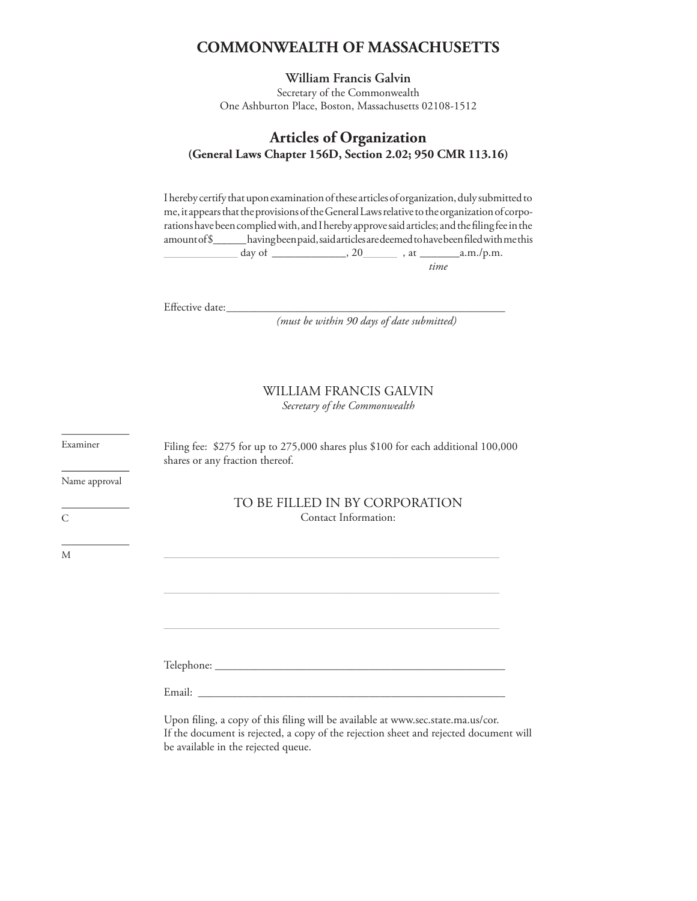# COMMONWEALTH OF MASSACHUSETTS

**William Francis Galvin**
Secretary of the Commonwealth
One Ashburton Place, Boston, Massachusetts 02108-1512

## Articles of Organization

**(General Laws Chapter 156D, Section 2.02; 950 CMR 113.16)**

I hereby certify that upon examination of these articles of organization, duly submitted to me, it appears that the provisions of the General Laws relative to the organization of corporations have been complied with, and I hereby approve said articles; and the filing fee in the amount of $______ having been paid, said articles are deemed to have been filed with me this _____________ day of _____________, 20______ , at _______a.m./p.m.
*time*

Effective date:_______________________________________________
*(must be within 90 days of date submitted)*

WILLIAM FRANCIS GALVIN
*Secretary of the Commonwealth*

____________
Examiner

____________
Name approval

____________
C

____________
M

Filing fee: $275 for up to 275,000 shares plus $100 for each additional 100,000 shares or any fraction thereof.

TO BE FILLED IN BY CORPORATION
Contact Information:

_______________________________________________

_______________________________________________

_______________________________________________

Telephone: _____________________________________________

Email: _________________________________________________

Upon filing, a copy of this filing will be available at www.sec.state.ma.us/cor.
If the document is rejected, a copy of the rejection sheet and rejected document will be available in the rejected queue.